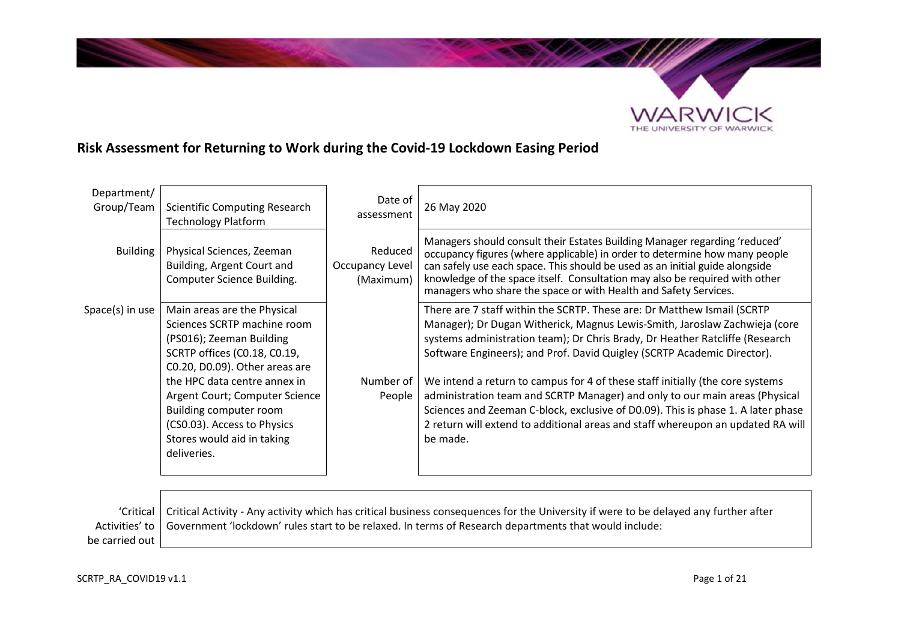## Risk Assessment for Returning to Work during the Covid-19 Lockdown Easing Period

| | | | |
|---|---|---|---|
| Department/ Group/Team | Scientific Computing Research Technology Platform | Date of assessment | 26 May 2020 |
| Building | Physical Sciences, Zeeman Building, Argent Court and Computer Science Building. | Reduced Occupancy Level (Maximum) | Managers should consult their Estates Building Manager regarding 'reduced' occupancy figures (where applicable) in order to determine how many people can safely use each space. This should be used as an initial guide alongside knowledge of the space itself. Consultation may also be required with other managers who share the space or with Health and Safety Services. |
| Space(s) in use | Main areas are the Physical Sciences SCRTP machine room (PS016); Zeeman Building SCRTP offices (C0.18, C0.19, C0.20, D0.09). Other areas are the HPC data centre annex in Argent Court; Computer Science Building computer room (CS0.03). Access to Physics Stores would aid in taking deliveries. | Number of People | There are 7 staff within the SCRTP. These are: Dr Matthew Ismail (SCRTP Manager); Dr Dugan Witherick, Magnus Lewis-Smith, Jaroslaw Zachwieja (core systems administration team); Dr Chris Brady, Dr Heather Ratcliffe (Research Software Engineers); and Prof. David Quigley (SCRTP Academic Director).<br><br>We intend a return to campus for 4 of these staff initially (the core systems administration team and SCRTP Manager) and only to our main areas (Physical Sciences and Zeeman C-block, exclusive of D0.09). This is phase 1. A later phase 2 return will extend to additional areas and staff whereupon an updated RA will be made. |

| | |
|---|---|
| 'Critical Activities' to be carried out | Critical Activity - Any activity which has critical business consequences for the University if were to be delayed any further after Government 'lockdown' rules start to be relaxed. In terms of Research departments that would include: |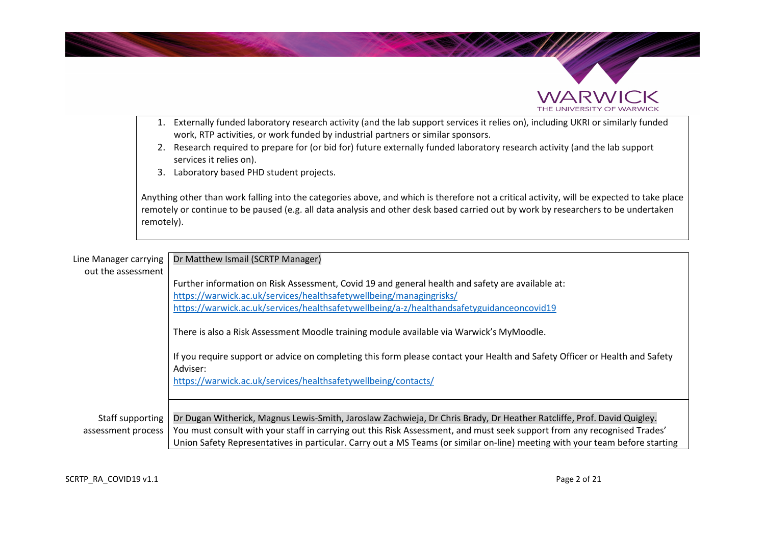1. Externally funded laboratory research activity (and the lab support services it relies on), including UKRI or similarly funded work, RTP activities, or work funded by industrial partners or similar sponsors.
2. Research required to prepare for (or bid for) future externally funded laboratory research activity (and the lab support services it relies on).
3. Laboratory based PHD student projects.

Anything other than work falling into the categories above, and which is therefore not a critical activity, will be expected to take place remotely or continue to be paused (e.g. all data analysis and other desk based carried out by work by researchers to be undertaken remotely).

| | |
|---|---|
| Line Manager carrying out the assessment | Dr Matthew Ismail (SCRTP Manager)<br><br>Further information on Risk Assessment, Covid 19 and general health and safety are available at:<br>https://warwick.ac.uk/services/healthsafetywellbeing/managingrisks/<br>https://warwick.ac.uk/services/healthsafetywellbeing/a-z/healthandsafetyguidanceoncovid19<br><br>There is also a Risk Assessment Moodle training module available via Warwick's MyMoodle.<br><br>If you require support or advice on completing this form please contact your Health and Safety Officer or Health and Safety Adviser:<br>https://warwick.ac.uk/services/healthsafetywellbeing/contacts/ |
| Staff supporting assessment process | Dr Dugan Witherick, Magnus Lewis-Smith, Jaroslaw Zachwieja, Dr Chris Brady, Dr Heather Ratcliffe, Prof. David Quigley.<br>You must consult with your staff in carrying out this Risk Assessment, and must seek support from any recognised Trades' Union Safety Representatives in particular. Carry out a MS Teams (or similar on-line) meeting with your team before starting |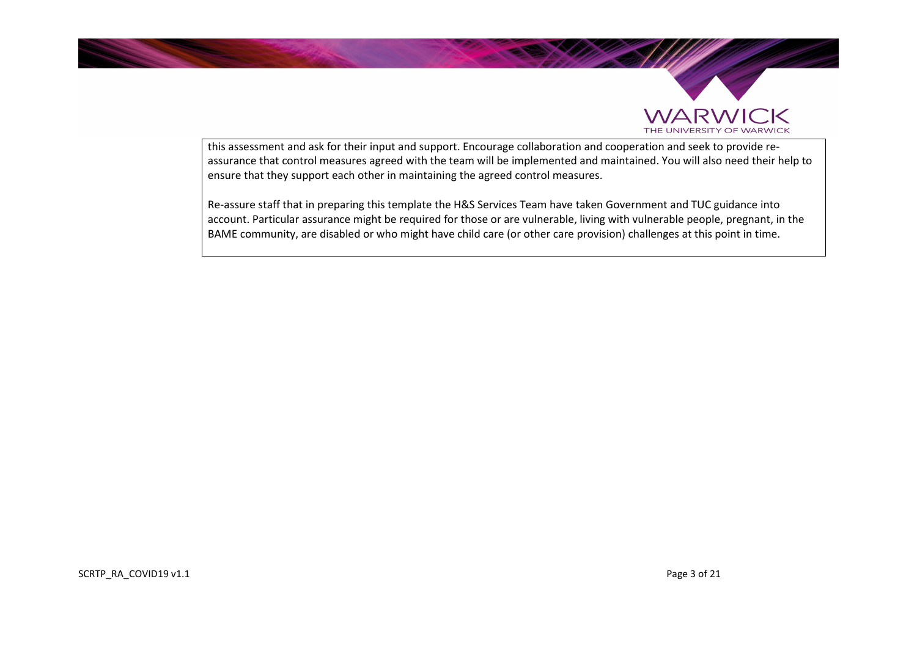this assessment and ask for their input and support. Encourage collaboration and cooperation and seek to provide re-assurance that control measures agreed with the team will be implemented and maintained. You will also need their help to ensure that they support each other in maintaining the agreed control measures.

Re-assure staff that in preparing this template the H&S Services Team have taken Government and TUC guidance into account. Particular assurance might be required for those or are vulnerable, living with vulnerable people, pregnant, in the BAME community, are disabled or who might have child care (or other care provision) challenges at this point in time.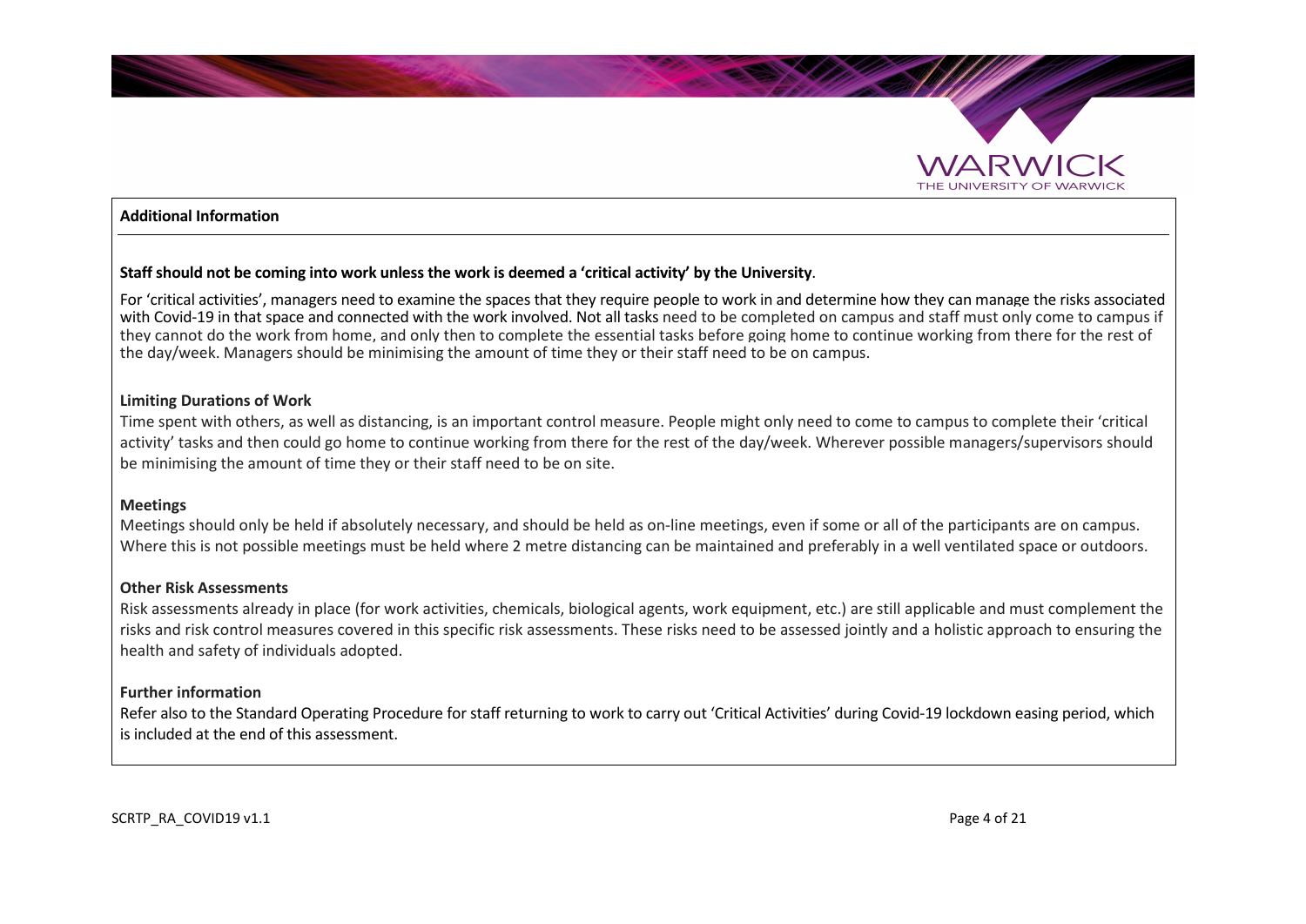## Additional Information

**Staff should not be coming into work unless the work is deemed a 'critical activity' by the University**.

For 'critical activities', managers need to examine the spaces that they require people to work in and determine how they can manage the risks associated with Covid-19 in that space and connected with the work involved. Not all tasks need to be completed on campus and staff must only come to campus if they cannot do the work from home, and only then to complete the essential tasks before going home to continue working from there for the rest of the day/week. Managers should be minimising the amount of time they or their staff need to be on campus.

**Limiting Durations of Work**

Time spent with others, as well as distancing, is an important control measure. People might only need to come to campus to complete their 'critical activity' tasks and then could go home to continue working from there for the rest of the day/week. Wherever possible managers/supervisors should be minimising the amount of time they or their staff need to be on site.

**Meetings**

Meetings should only be held if absolutely necessary, and should be held as on-line meetings, even if some or all of the participants are on campus. Where this is not possible meetings must be held where 2 metre distancing can be maintained and preferably in a well ventilated space or outdoors.

**Other Risk Assessments**

Risk assessments already in place (for work activities, chemicals, biological agents, work equipment, etc.) are still applicable and must complement the risks and risk control measures covered in this specific risk assessments. These risks need to be assessed jointly and a holistic approach to ensuring the health and safety of individuals adopted.

**Further information**

Refer also to the Standard Operating Procedure for staff returning to work to carry out 'Critical Activities' during Covid-19 lockdown easing period, which is included at the end of this assessment.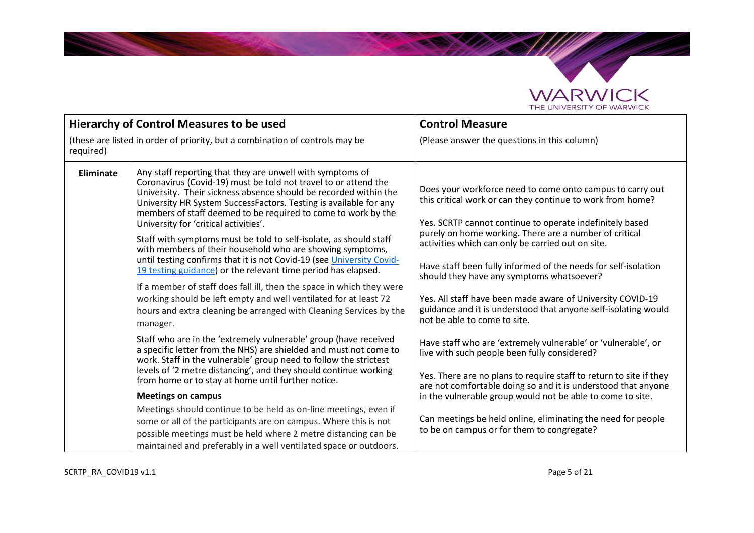| Hierarchy of Control Measures to be used<br>(these are listed in order of priority, but a combination of controls may be required) | | Control Measure<br>(Please answer the questions in this column) |
| --- | --- | --- |
| **Eliminate** | Any staff reporting that they are unwell with symptoms of Coronavirus (Covid-19) must be told not travel to or attend the University. Their sickness absence should be recorded within the University HR System SuccessFactors. Testing is available for any members of staff deemed to be required to come to work by the University for 'critical activities'.<br><br>Staff with symptoms must be told to self-isolate, as should staff with members of their household who are showing symptoms, until testing confirms that it is not Covid-19 (see [University Covid-19 testing guidance]) or the relevant time period has elapsed.<br><br>If a member of staff does fall ill, then the space in which they were working should be left empty and well ventilated for at least 72 hours and extra cleaning be arranged with Cleaning Services by the manager.<br><br>Staff who are in the 'extremely vulnerable' group (have received a specific letter from the NHS) are shielded and must not come to work. Staff in the vulnerable' group need to follow the strictest levels of '2 metre distancing', and they should continue working from home or to stay at home until further notice.<br><br>**Meetings on campus**<br><br>Meetings should continue to be held as on-line meetings, even if some or all of the participants are on campus. Where this is not possible meetings must be held where 2 metre distancing can be maintained and preferably in a well ventilated space or outdoors. | Does your workforce need to come onto campus to carry out this critical work or can they continue to work from home?<br><br>Yes. SCRTP cannot continue to operate indefinitely based purely on home working. There are a number of critical activities which can only be carried out on site.<br><br>Have staff been fully informed of the needs for self-isolation should they have any symptoms whatsoever?<br><br>Yes. All staff have been made aware of University COVID-19 guidance and it is understood that anyone self-isolating would not be able to come to site.<br><br>Have staff who are 'extremely vulnerable' or 'vulnerable', or live with such people been fully considered?<br><br>Yes. There are no plans to require staff to return to site if they are not comfortable doing so and it is understood that anyone in the vulnerable group would not be able to come to site.<br><br>Can meetings be held online, eliminating the need for people to be on campus or for them to congregate? |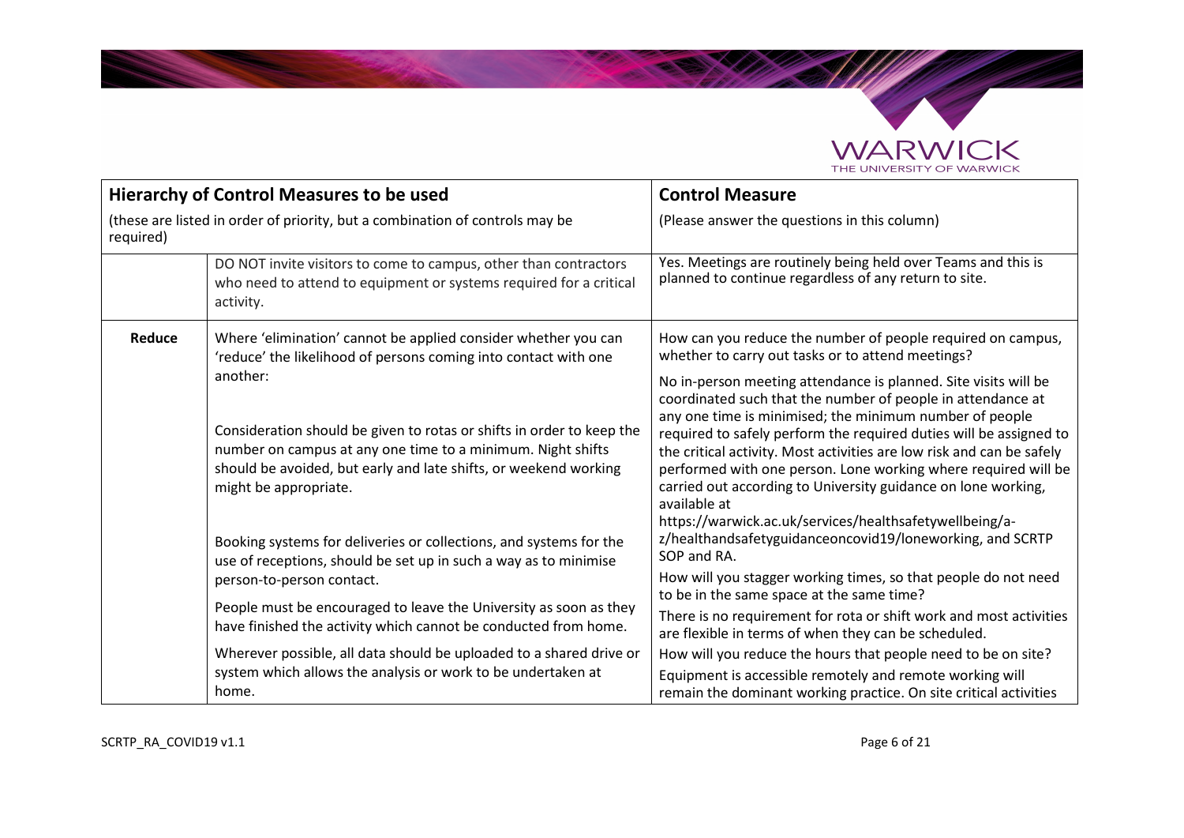| Hierarchy of Control Measures to be used<br>(these are listed in order of priority, but a combination of controls may be required) | | Control Measure<br>(Please answer the questions in this column) |
| --- | --- | --- |
| | DO NOT invite visitors to come to campus, other than contractors who need to attend to equipment or systems required for a critical activity. | Yes. Meetings are routinely being held over Teams and this is planned to continue regardless of any return to site. |
| **Reduce** | Where 'elimination' cannot be applied consider whether you can 'reduce' the likelihood of persons coming into contact with one another:<br><br>Consideration should be given to rotas or shifts in order to keep the number on campus at any one time to a minimum. Night shifts should be avoided, but early and late shifts, or weekend working might be appropriate.<br><br>Booking systems for deliveries or collections, and systems for the use of receptions, should be set up in such a way as to minimise person-to-person contact.<br><br>People must be encouraged to leave the University as soon as they have finished the activity which cannot be conducted from home.<br><br>Wherever possible, all data should be uploaded to a shared drive or system which allows the analysis or work to be undertaken at home. | How can you reduce the number of people required on campus, whether to carry out tasks or to attend meetings?<br><br>No in-person meeting attendance is planned. Site visits will be coordinated such that the number of people in attendance at any one time is minimised; the minimum number of people required to safely perform the required duties will be assigned to the critical activity. Most activities are low risk and can be safely performed with one person. Lone working where required will be carried out according to University guidance on lone working, available at https://warwick.ac.uk/services/healthsafetywellbeing/a-z/healthandsafetyguidanceoncovid19/loneworking, and SCRTP SOP and RA.<br><br>How will you stagger working times, so that people do not need to be in the same space at the same time?<br><br>There is no requirement for rota or shift work and most activities are flexible in terms of when they can be scheduled.<br><br>How will you reduce the hours that people need to be on site?<br><br>Equipment is accessible remotely and remote working will remain the dominant working practice. On site critical activities |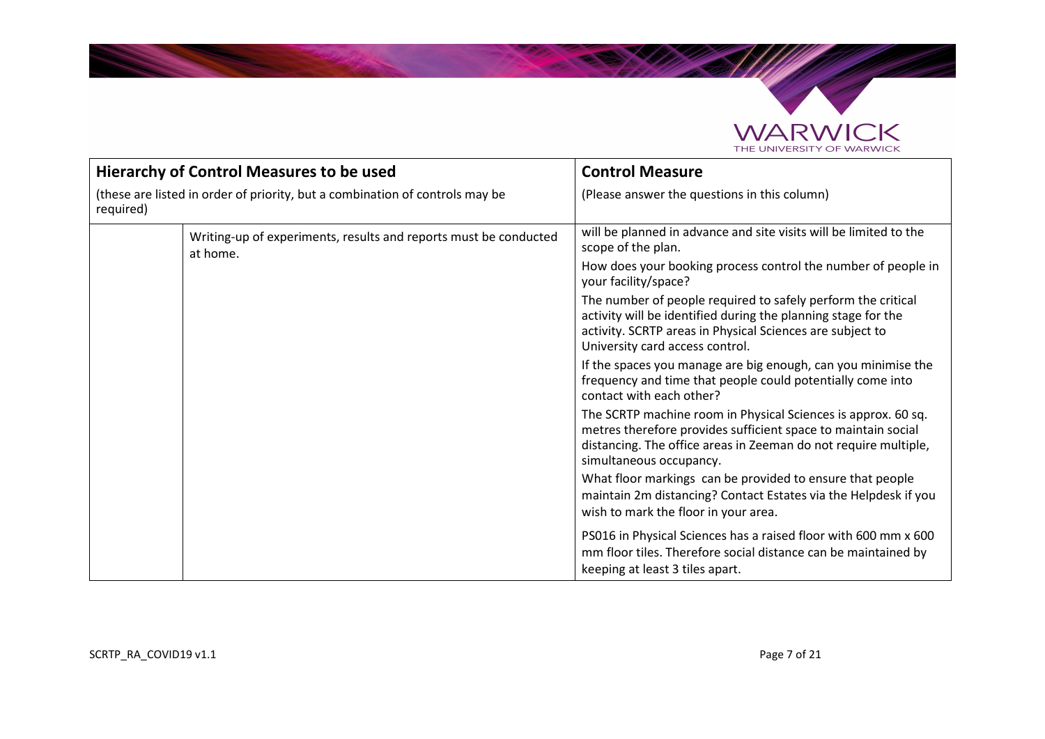| Hierarchy of Control Measures to be used<br>(these are listed in order of priority, but a combination of controls may be required) | | Control Measure<br>(Please answer the questions in this column) |
| --- | --- | --- |
| | Writing-up of experiments, results and reports must be conducted at home. | will be planned in advance and site visits will be limited to the scope of the plan.<br>How does your booking process control the number of people in your facility/space?<br>The number of people required to safely perform the critical activity will be identified during the planning stage for the activity. SCRTP areas in Physical Sciences are subject to University card access control.<br>If the spaces you manage are big enough, can you minimise the frequency and time that people could potentially come into contact with each other?<br>The SCRTP machine room in Physical Sciences is approx. 60 sq. metres therefore provides sufficient space to maintain social distancing. The office areas in Zeeman do not require multiple, simultaneous occupancy.<br>What floor markings can be provided to ensure that people maintain 2m distancing? Contact Estates via the Helpdesk if you wish to mark the floor in your area. |
| | | PS016 in Physical Sciences has a raised floor with 600 mm x 600 mm floor tiles. Therefore social distance can be maintained by keeping at least 3 tiles apart. |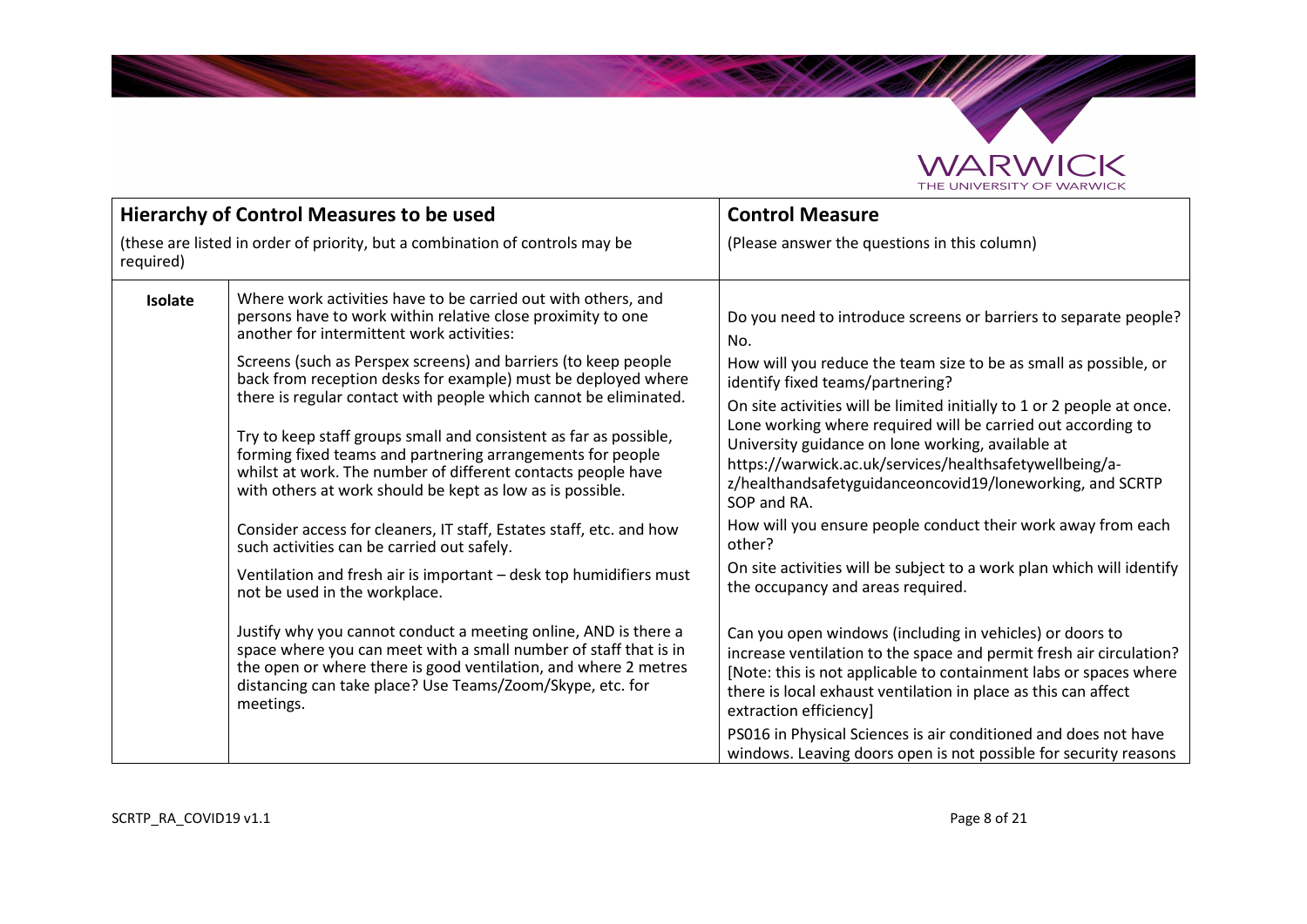| Hierarchy of Control Measures to be used<br><br>(these are listed in order of priority, but a combination of controls may be required) | | Control Measure<br><br>(Please answer the questions in this column) |
|---|---|---|
| **Isolate** | Where work activities have to be carried out with others, and persons have to work within relative close proximity to one another for intermittent work activities:<br><br>Screens (such as Perspex screens) and barriers (to keep people back from reception desks for example) must be deployed where there is regular contact with people which cannot be eliminated.<br><br>Try to keep staff groups small and consistent as far as possible, forming fixed teams and partnering arrangements for people whilst at work. The number of different contacts people have with others at work should be kept as low as is possible.<br><br>Consider access for cleaners, IT staff, Estates staff, etc. and how such activities can be carried out safely.<br><br>Ventilation and fresh air is important – desk top humidifiers must not be used in the workplace.<br><br>Justify why you cannot conduct a meeting online, AND is there a space where you can meet with a small number of staff that is in the open or where there is good ventilation, and where 2 metres distancing can take place? Use Teams/Zoom/Skype, etc. for meetings. | Do you need to introduce screens or barriers to separate people?<br>No.<br><br>How will you reduce the team size to be as small as possible, or identify fixed teams/partnering?<br>On site activities will be limited initially to 1 or 2 people at once. Lone working where required will be carried out according to University guidance on lone working, available at https://warwick.ac.uk/services/healthsafetywellbeing/a-z/healthandsafetyguidanceoncovid19/loneworking, and SCRTP SOP and RA.<br><br>How will you ensure people conduct their work away from each other?<br>On site activities will be subject to a work plan which will identify the occupancy and areas required.<br><br>Can you open windows (including in vehicles) or doors to increase ventilation to the space and permit fresh air circulation? [Note: this is not applicable to containment labs or spaces where there is local exhaust ventilation in place as this can affect extraction efficiency]<br><br>PS016 in Physical Sciences is air conditioned and does not have windows. Leaving doors open is not possible for security reasons |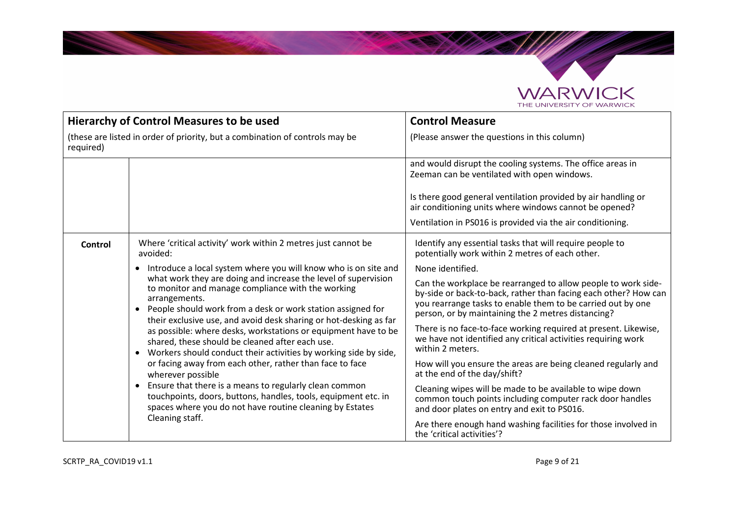| Hierarchy of Control Measures to be used<br>(these are listed in order of priority, but a combination of controls may be required) | | Control Measure<br>(Please answer the questions in this column) |
| --- | --- | --- |
| | | and would disrupt the cooling systems. The office areas in Zeeman can be ventilated with open windows.<br><br>Is there good general ventilation provided by air handling or air conditioning units where windows cannot be opened?<br><br>Ventilation in PS016 is provided via the air conditioning. |
| **Control** | Where 'critical activity' work within 2 metres just cannot be avoided:<br>• Introduce a local system where you will know who is on site and what work they are doing and increase the level of supervision to monitor and manage compliance with the working arrangements.<br>• People should work from a desk or work station assigned for their exclusive use, and avoid desk sharing or hot-desking as far as possible: where desks, workstations or equipment have to be shared, these should be cleaned after each use.<br>• Workers should conduct their activities by working side by side, or facing away from each other, rather than face to face wherever possible<br>• Ensure that there is a means to regularly clean common touchpoints, doors, buttons, handles, tools, equipment etc. in spaces where you do not have routine cleaning by Estates Cleaning staff. | Identify any essential tasks that will require people to potentially work within 2 metres of each other.<br><br>None identified.<br><br>Can the workplace be rearranged to allow people to work side-by-side or back-to-back, rather than facing each other? How can you rearrange tasks to enable them to be carried out by one person, or by maintaining the 2 metres distancing?<br><br>There is no face-to-face working required at present. Likewise, we have not identified any critical activities requiring work within 2 meters.<br><br>How will you ensure the areas are being cleaned regularly and at the end of the day/shift?<br><br>Cleaning wipes will be made to be available to wipe down common touch points including computer rack door handles and door plates on entry and exit to PS016.<br><br>Are there enough hand washing facilities for those involved in the 'critical activities'? |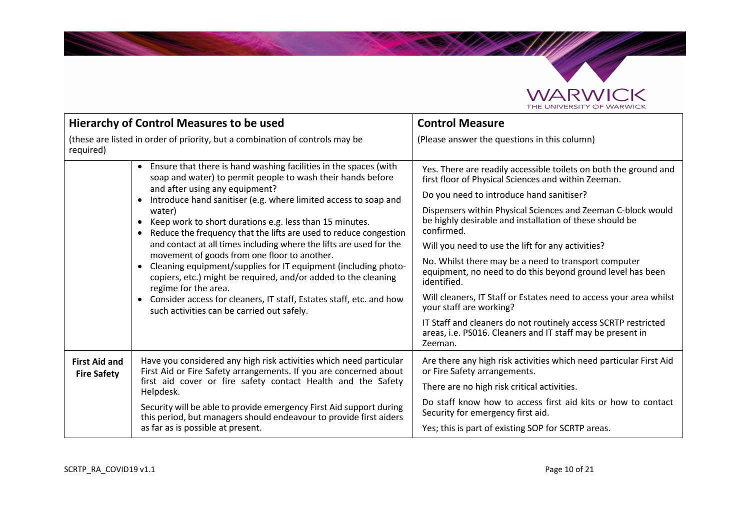| Hierarchy of Control Measures to be used (these are listed in order of priority, but a combination of controls may be required) | | Control Measure (Please answer the questions in this column) |
| --- | --- | --- |
| | • Ensure that there is hand washing facilities in the spaces (with soap and water) to permit people to wash their hands before and after using any equipment?<br>• Introduce hand sanitiser (e.g. where limited access to soap and water)<br>• Keep work to short durations e.g. less than 15 minutes.<br>• Reduce the frequency that the lifts are used to reduce congestion and contact at all times including where the lifts are used for the movement of goods from one floor to another.<br>• Cleaning equipment/supplies for IT equipment (including photo-copiers, etc.) might be required, and/or added to the cleaning regime for the area.<br>• Consider access for cleaners, IT staff, Estates staff, etc. and how such activities can be carried out safely. | Yes. There are readily accessible toilets on both the ground and first floor of Physical Sciences and within Zeeman.<br><br>Do you need to introduce hand sanitiser?<br><br>Dispensers within Physical Sciences and Zeeman C-block would be highly desirable and installation of these should be confirmed.<br><br>Will you need to use the lift for any activities?<br><br>No. Whilst there may be a need to transport computer equipment, no need to do this beyond ground level has been identified.<br><br>Will cleaners, IT Staff or Estates need to access your area whilst your staff are working?<br><br>IT Staff and cleaners do not routinely access SCRTP restricted areas, i.e. PS016. Cleaners and IT staff may be present in Zeeman. |
| **First Aid and Fire Safety** | Have you considered any high risk activities which need particular First Aid or Fire Safety arrangements. If you are concerned about first aid cover or fire safety contact Health and the Safety Helpdesk.<br><br>Security will be able to provide emergency First Aid support during this period, but managers should endeavour to provide first aiders as far as is possible at present. | Are there any high risk activities which need particular First Aid or Fire Safety arrangements.<br><br>There are no high risk critical activities.<br><br>Do staff know how to access first aid kits or how to contact Security for emergency first aid.<br><br>Yes; this is part of existing SOP for SCRTP areas. |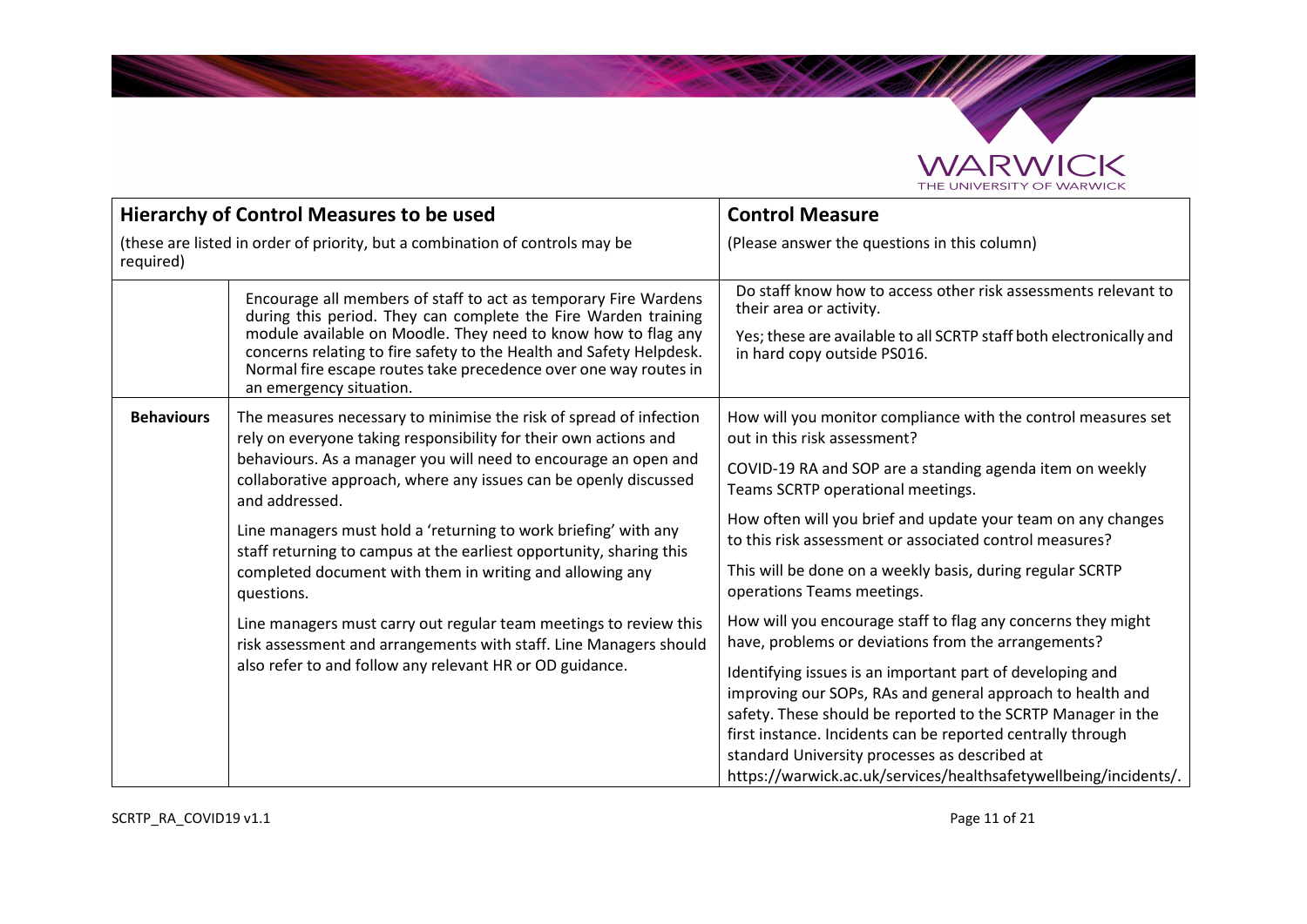| **Hierarchy of Control Measures to be used**<br><br>(these are listed in order of priority, but a combination of controls may be required) | | **Control Measure**<br><br>(Please answer the questions in this column) |
|---|---|---|
| | Encourage all members of staff to act as temporary Fire Wardens during this period. They can complete the Fire Warden training module available on Moodle. They need to know how to flag any concerns relating to fire safety to the Health and Safety Helpdesk. Normal fire escape routes take precedence over one way routes in an emergency situation. | Do staff know how to access other risk assessments relevant to their area or activity.<br><br>Yes; these are available to all SCRTP staff both electronically and in hard copy outside PS016. |
| **Behaviours** | The measures necessary to minimise the risk of spread of infection rely on everyone taking responsibility for their own actions and behaviours. As a manager you will need to encourage an open and collaborative approach, where any issues can be openly discussed and addressed.<br><br>Line managers must hold a 'returning to work briefing' with any staff returning to campus at the earliest opportunity, sharing this completed document with them in writing and allowing any questions.<br><br>Line managers must carry out regular team meetings to review this risk assessment and arrangements with staff. Line Managers should also refer to and follow any relevant HR or OD guidance. | How will you monitor compliance with the control measures set out in this risk assessment?<br><br>COVID-19 RA and SOP are a standing agenda item on weekly Teams SCRTP operational meetings.<br><br>How often will you brief and update your team on any changes to this risk assessment or associated control measures?<br><br>This will be done on a weekly basis, during regular SCRTP operations Teams meetings.<br><br>How will you encourage staff to flag any concerns they might have, problems or deviations from the arrangements?<br><br>Identifying issues is an important part of developing and improving our SOPs, RAs and general approach to health and safety. These should be reported to the SCRTP Manager in the first instance. Incidents can be reported centrally through standard University processes as described at https://warwick.ac.uk/services/healthsafetywellbeing/incidents/. |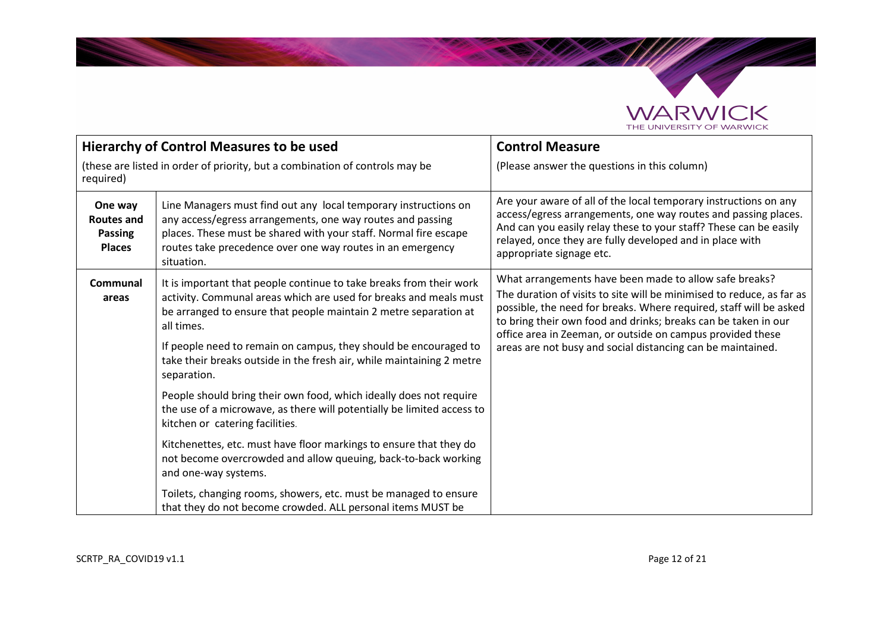| Hierarchy of Control Measures to be used<br>(these are listed in order of priority, but a combination of controls may be required) | | Control Measure<br>(Please answer the questions in this column) |
|---|---|---|
| **One way Routes and Passing Places** | Line Managers must find out any local temporary instructions on any access/egress arrangements, one way routes and passing places. These must be shared with your staff. Normal fire escape routes take precedence over one way routes in an emergency situation. | Are your aware of all of the local temporary instructions on any access/egress arrangements, one way routes and passing places. And can you easily relay these to your staff? These can be easily relayed, once they are fully developed and in place with appropriate signage etc. |
| **Communal areas** | It is important that people continue to take breaks from their work activity. Communal areas which are used for breaks and meals must be arranged to ensure that people maintain 2 metre separation at all times.<br><br>If people need to remain on campus, they should be encouraged to take their breaks outside in the fresh air, while maintaining 2 metre separation.<br><br>People should bring their own food, which ideally does not require the use of a microwave, as there will potentially be limited access to kitchen or catering facilities.<br><br>Kitchenettes, etc. must have floor markings to ensure that they do not become overcrowded and allow queuing, back-to-back working and one-way systems.<br><br>Toilets, changing rooms, showers, etc. must be managed to ensure that they do not become crowded. ALL personal items MUST be | What arrangements have been made to allow safe breaks?<br>The duration of visits to site will be minimised to reduce, as far as possible, the need for breaks. Where required, staff will be asked to bring their own food and drinks; breaks can be taken in our office area in Zeeman, or outside on campus provided these areas are not busy and social distancing can be maintained. |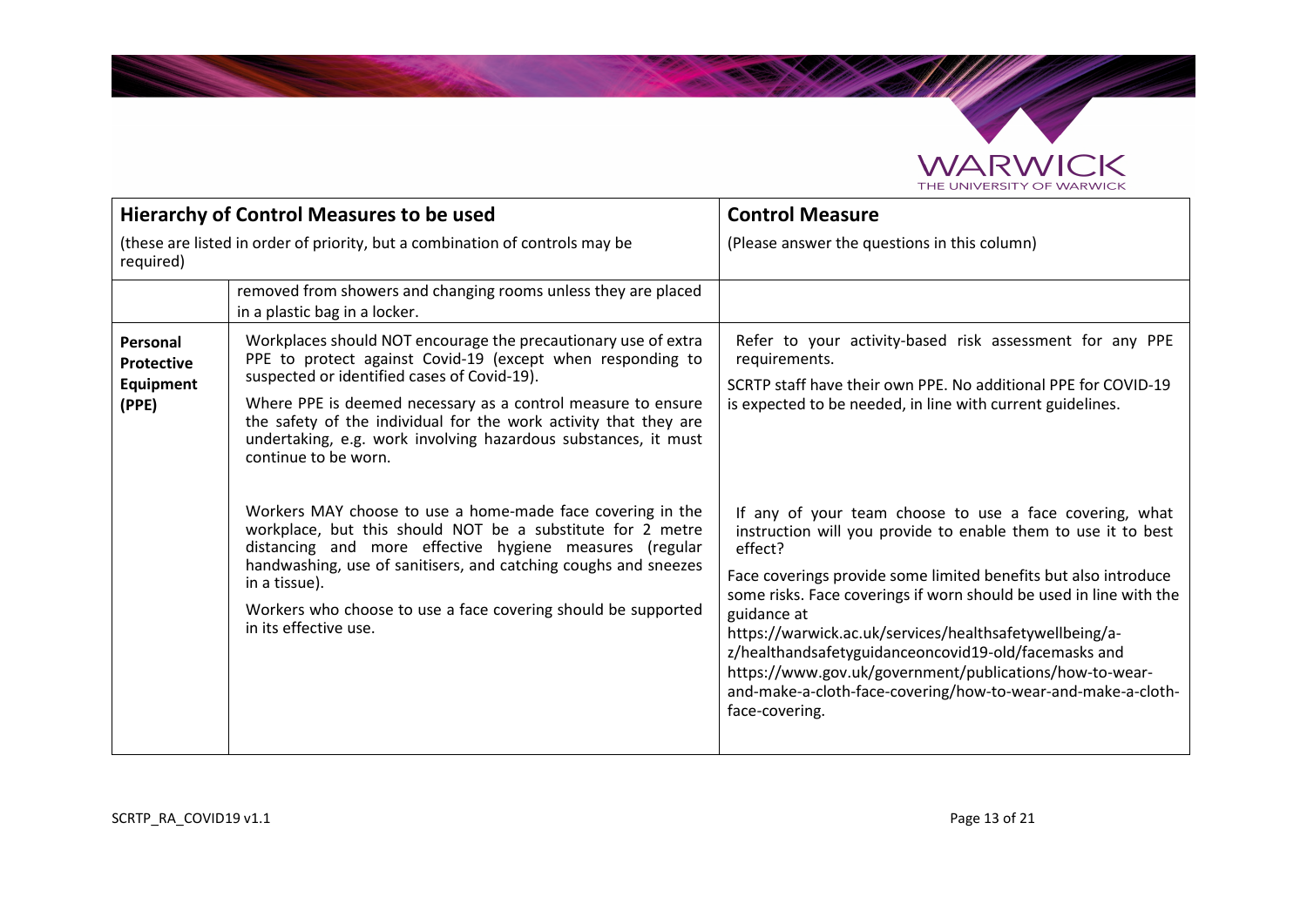| Hierarchy of Control Measures to be used (these are listed in order of priority, but a combination of controls may be required) | | Control Measure (Please answer the questions in this column) |
| --- | --- | --- |
| | removed from showers and changing rooms unless they are placed in a plastic bag in a locker. | |
| **Personal Protective Equipment (PPE)** | Workplaces should NOT encourage the precautionary use of extra PPE to protect against Covid-19 (except when responding to suspected or identified cases of Covid-19).<br><br>Where PPE is deemed necessary as a control measure to ensure the safety of the individual for the work activity that they are undertaking, e.g. work involving hazardous substances, it must continue to be worn. | Refer to your activity-based risk assessment for any PPE requirements.<br><br>SCRTP staff have their own PPE. No additional PPE for COVID-19 is expected to be needed, in line with current guidelines. |
| | Workers MAY choose to use a home-made face covering in the workplace, but this should NOT be a substitute for 2 metre distancing and more effective hygiene measures (regular handwashing, use of sanitisers, and catching coughs and sneezes in a tissue).<br><br>Workers who choose to use a face covering should be supported in its effective use. | If any of your team choose to use a face covering, what instruction will you provide to enable them to use it to best effect?<br><br>Face coverings provide some limited benefits but also introduce some risks. Face coverings if worn should be used in line with the guidance at https://warwick.ac.uk/services/healthsafetywellbeing/a-z/healthandsafetyguidanceoncovid19-old/facemasks and https://www.gov.uk/government/publications/how-to-wear-and-make-a-cloth-face-covering/how-to-wear-and-make-a-cloth-face-covering. |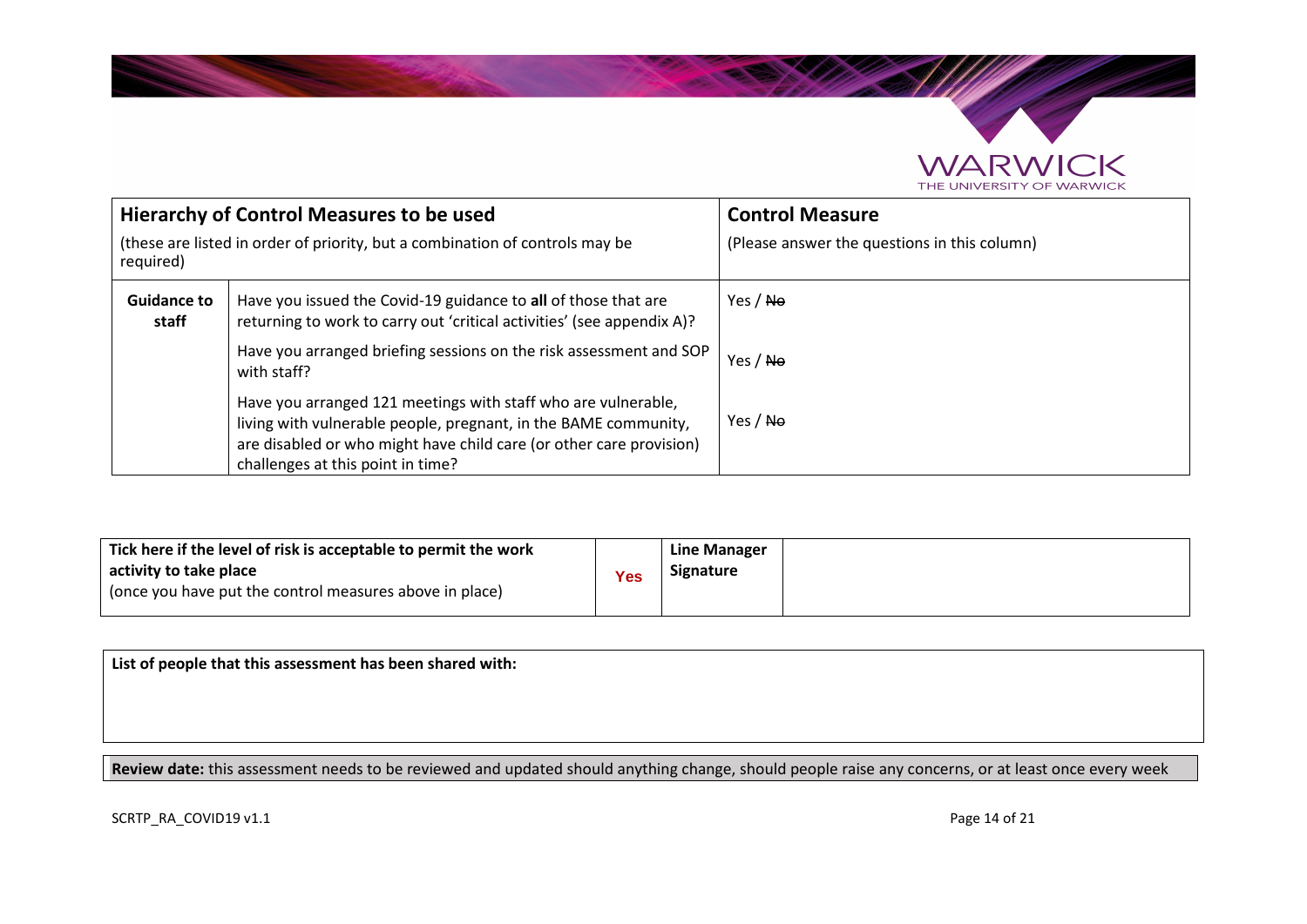| **Hierarchy of Control Measures to be used** (these are listed in order of priority, but a combination of controls may be required) | | **Control Measure** (Please answer the questions in this column) |
| --- | --- | --- |
| **Guidance to staff** | Have you issued the Covid-19 guidance to **all** of those that are returning to work to carry out 'critical activities' (see appendix A)? | Yes / ~~No~~ |
| | Have you arranged briefing sessions on the risk assessment and SOP with staff? | Yes / ~~No~~ |
| | Have you arranged 121 meetings with staff who are vulnerable, living with vulnerable people, pregnant, in the BAME community, are disabled or who might have child care (or other care provision) challenges at this point in time? | Yes / ~~No~~ |

| **Tick here if the level of risk is acceptable to permit the work activity to take place** (once you have put the control measures above in place) | Yes | **Line Manager Signature** | |
| --- | --- | --- | --- |

**List of people that this assessment has been shared with:**

**Review date:** this assessment needs to be reviewed and updated should anything change, should people raise any concerns, or at least once every week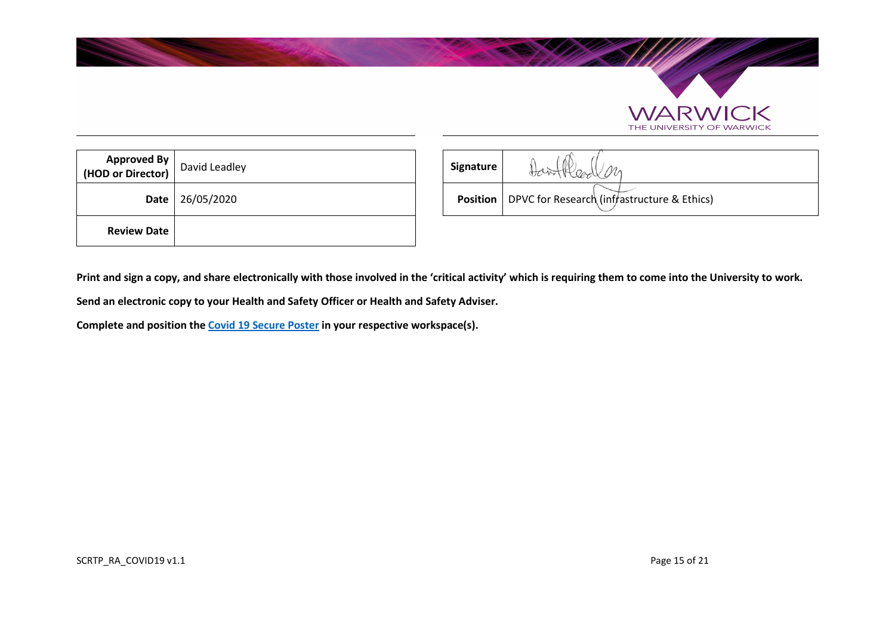| Approved By (HOD or Director) | David Leadley |
| --- | --- |
| Date | 26/05/2020 |
| Review Date | |

| Signature | |
| --- | --- |
| Position | DPVC for Research (infrastructure & Ethics) |

**Print and sign a copy, and share electronically with those involved in the 'critical activity' which is requiring them to come into the University to work.**

**Send an electronic copy to your Health and Safety Officer or Health and Safety Adviser.**

**Complete and position the Covid 19 Secure Poster in your respective workspace(s).**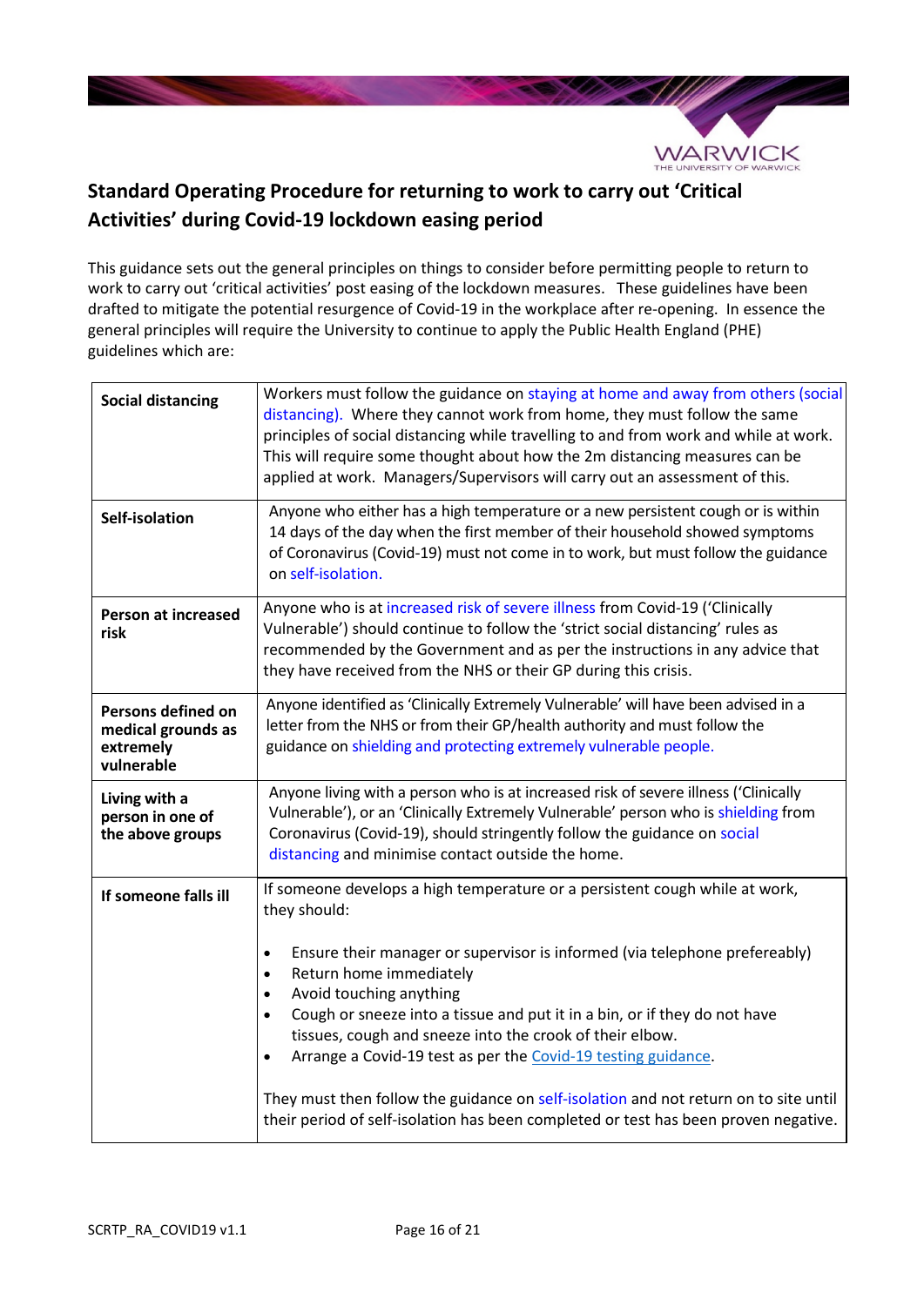## Standard Operating Procedure for returning to work to carry out 'Critical Activities' during Covid-19 lockdown easing period

This guidance sets out the general principles on things to consider before permitting people to return to work to carry out 'critical activities' post easing of the lockdown measures. These guidelines have been drafted to mitigate the potential resurgence of Covid-19 in the workplace after re-opening. In essence the general principles will require the University to continue to apply the Public Health England (PHE) guidelines which are:

| | |
|---|---|
| **Social distancing** | Workers must follow the guidance on staying at home and away from others (social distancing). Where they cannot work from home, they must follow the same principles of social distancing while travelling to and from work and while at work. This will require some thought about how the 2m distancing measures can be applied at work. Managers/Supervisors will carry out an assessment of this. |
| **Self-isolation** | Anyone who either has a high temperature or a new persistent cough or is within 14 days of the day when the first member of their household showed symptoms of Coronavirus (Covid-19) must not come in to work, but must follow the guidance on self-isolation. |
| **Person at increased risk** | Anyone who is at increased risk of severe illness from Covid-19 ('Clinically Vulnerable') should continue to follow the 'strict social distancing' rules as recommended by the Government and as per the instructions in any advice that they have received from the NHS or their GP during this crisis. |
| **Persons defined on medical grounds as extremely vulnerable** | Anyone identified as 'Clinically Extremely Vulnerable' will have been advised in a letter from the NHS or from their GP/health authority and must follow the guidance on shielding and protecting extremely vulnerable people. |
| **Living with a person in one of the above groups** | Anyone living with a person who is at increased risk of severe illness ('Clinically Vulnerable'), or an 'Clinically Extremely Vulnerable' person who is shielding from Coronavirus (Covid-19), should stringently follow the guidance on social distancing and minimise contact outside the home. |
| **If someone falls ill** | If someone develops a high temperature or a persistent cough while at work, they should:<br><br>• Ensure their manager or supervisor is informed (via telephone prefereably)<br>• Return home immediately<br>• Avoid touching anything<br>• Cough or sneeze into a tissue and put it in a bin, or if they do not have tissues, cough and sneeze into the crook of their elbow.<br>• Arrange a Covid-19 test as per the Covid-19 testing guidance.<br><br>They must then follow the guidance on self-isolation and not return on to site until their period of self-isolation has been completed or test has been proven negative. |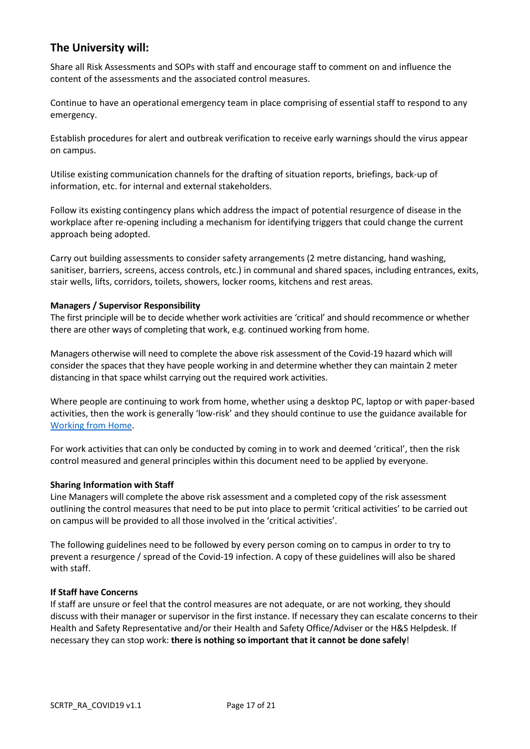## The University will:

Share all Risk Assessments and SOPs with staff and encourage staff to comment on and influence the content of the assessments and the associated control measures.

Continue to have an operational emergency team in place comprising of essential staff to respond to any emergency.

Establish procedures for alert and outbreak verification to receive early warnings should the virus appear on campus.

Utilise existing communication channels for the drafting of situation reports, briefings, back-up of information, etc. for internal and external stakeholders.

Follow its existing contingency plans which address the impact of potential resurgence of disease in the workplace after re-opening including a mechanism for identifying triggers that could change the current approach being adopted.

Carry out building assessments to consider safety arrangements (2 metre distancing, hand washing, sanitiser, barriers, screens, access controls, etc.) in communal and shared spaces, including entrances, exits, stair wells, lifts, corridors, toilets, showers, locker rooms, kitchens and rest areas.

**Managers / Supervisor Responsibility**

The first principle will be to decide whether work activities are 'critical' and should recommence or whether there are other ways of completing that work, e.g. continued working from home.

Managers otherwise will need to complete the above risk assessment of the Covid-19 hazard which will consider the spaces that they have people working in and determine whether they can maintain 2 meter distancing in that space whilst carrying out the required work activities.

Where people are continuing to work from home, whether using a desktop PC, laptop or with paper-based activities, then the work is generally 'low-risk' and they should continue to use the guidance available for [Working from Home](#).

For work activities that can only be conducted by coming in to work and deemed 'critical', then the risk control measured and general principles within this document need to be applied by everyone.

**Sharing Information with Staff**

Line Managers will complete the above risk assessment and a completed copy of the risk assessment outlining the control measures that need to be put into place to permit 'critical activities' to be carried out on campus will be provided to all those involved in the 'critical activities'.

The following guidelines need to be followed by every person coming on to campus in order to try to prevent a resurgence / spread of the Covid-19 infection. A copy of these guidelines will also be shared with staff.

**If Staff have Concerns**

If staff are unsure or feel that the control measures are not adequate, or are not working, they should discuss with their manager or supervisor in the first instance. If necessary they can escalate concerns to their Health and Safety Representative and/or their Health and Safety Office/Adviser or the H&S Helpdesk. If necessary they can stop work: **there is nothing so important that it cannot be done safely**!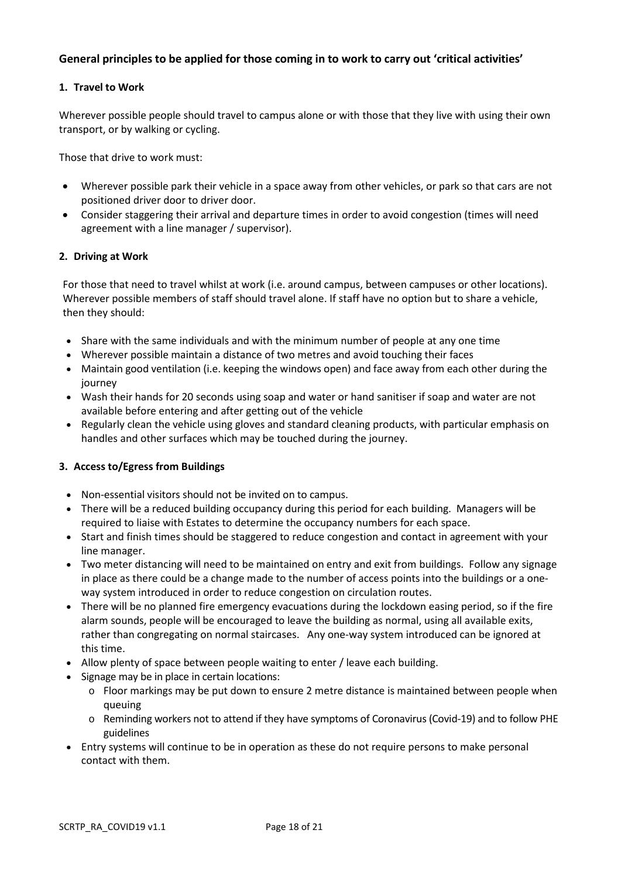## General principles to be applied for those coming in to work to carry out 'critical activities'

### 1. Travel to Work

Wherever possible people should travel to campus alone or with those that they live with using their own transport, or by walking or cycling.

Those that drive to work must:

- Wherever possible park their vehicle in a space away from other vehicles, or park so that cars are not positioned driver door to driver door.
- Consider staggering their arrival and departure times in order to avoid congestion (times will need agreement with a line manager / supervisor).

### 2. Driving at Work

For those that need to travel whilst at work (i.e. around campus, between campuses or other locations). Wherever possible members of staff should travel alone. If staff have no option but to share a vehicle, then they should:

- Share with the same individuals and with the minimum number of people at any one time
- Wherever possible maintain a distance of two metres and avoid touching their faces
- Maintain good ventilation (i.e. keeping the windows open) and face away from each other during the journey
- Wash their hands for 20 seconds using soap and water or hand sanitiser if soap and water are not available before entering and after getting out of the vehicle
- Regularly clean the vehicle using gloves and standard cleaning products, with particular emphasis on handles and other surfaces which may be touched during the journey.

### 3. Access to/Egress from Buildings

- Non-essential visitors should not be invited on to campus.
- There will be a reduced building occupancy during this period for each building. Managers will be required to liaise with Estates to determine the occupancy numbers for each space.
- Start and finish times should be staggered to reduce congestion and contact in agreement with your line manager.
- Two meter distancing will need to be maintained on entry and exit from buildings. Follow any signage in place as there could be a change made to the number of access points into the buildings or a one-way system introduced in order to reduce congestion on circulation routes.
- There will be no planned fire emergency evacuations during the lockdown easing period, so if the fire alarm sounds, people will be encouraged to leave the building as normal, using all available exits, rather than congregating on normal staircases. Any one-way system introduced can be ignored at this time.
- Allow plenty of space between people waiting to enter / leave each building.
- Signage may be in place in certain locations:
  - Floor markings may be put down to ensure 2 metre distance is maintained between people when queuing
  - Reminding workers not to attend if they have symptoms of Coronavirus (Covid-19) and to follow PHE guidelines
- Entry systems will continue to be in operation as these do not require persons to make personal contact with them.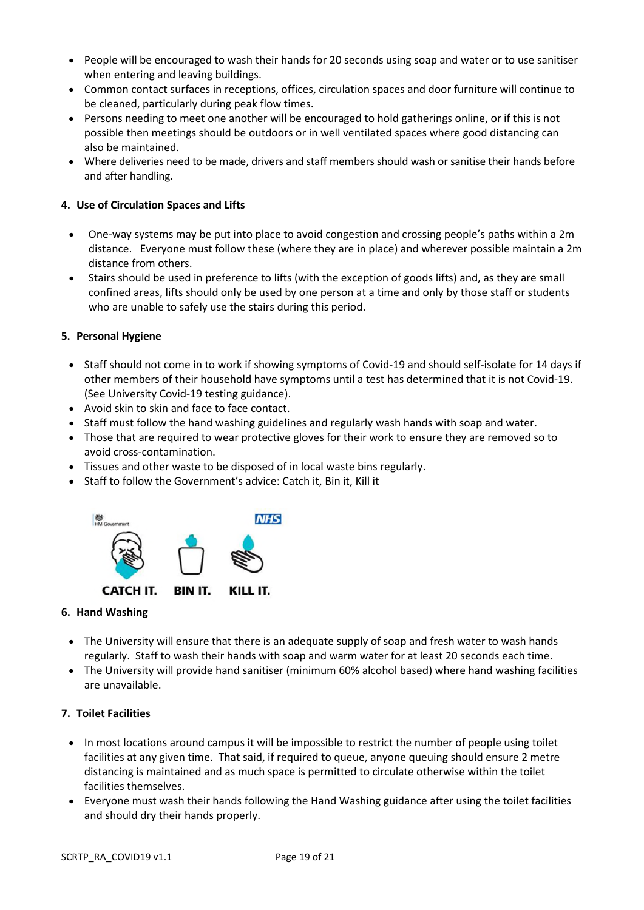- People will be encouraged to wash their hands for 20 seconds using soap and water or to use sanitiser when entering and leaving buildings.
- Common contact surfaces in receptions, offices, circulation spaces and door furniture will continue to be cleaned, particularly during peak flow times.
- Persons needing to meet one another will be encouraged to hold gatherings online, or if this is not possible then meetings should be outdoors or in well ventilated spaces where good distancing can also be maintained.
- Where deliveries need to be made, drivers and staff members should wash or sanitise their hands before and after handling.

**4. Use of Circulation Spaces and Lifts**

- One-way systems may be put into place to avoid congestion and crossing people's paths within a 2m distance. Everyone must follow these (where they are in place) and wherever possible maintain a 2m distance from others.
- Stairs should be used in preference to lifts (with the exception of goods lifts) and, as they are small confined areas, lifts should only be used by one person at a time and only by those staff or students who are unable to safely use the stairs during this period.

**5. Personal Hygiene**

- Staff should not come in to work if showing symptoms of Covid-19 and should self-isolate for 14 days if other members of their household have symptoms until a test has determined that it is not Covid-19. (See University Covid-19 testing guidance).
- Avoid skin to skin and face to face contact.
- Staff must follow the hand washing guidelines and regularly wash hands with soap and water.
- Those that are required to wear protective gloves for their work to ensure they are removed so to avoid cross-contamination.
- Tissues and other waste to be disposed of in local waste bins regularly.
- Staff to follow the Government's advice: Catch it, Bin it, Kill it

CATCH IT. BIN IT. KILL IT.

**6. Hand Washing**

- The University will ensure that there is an adequate supply of soap and fresh water to wash hands regularly. Staff to wash their hands with soap and warm water for at least 20 seconds each time.
- The University will provide hand sanitiser (minimum 60% alcohol based) where hand washing facilities are unavailable.

**7. Toilet Facilities**

- In most locations around campus it will be impossible to restrict the number of people using toilet facilities at any given time. That said, if required to queue, anyone queuing should ensure 2 metre distancing is maintained and as much space is permitted to circulate otherwise within the toilet facilities themselves.
- Everyone must wash their hands following the Hand Washing guidance after using the toilet facilities and should dry their hands properly.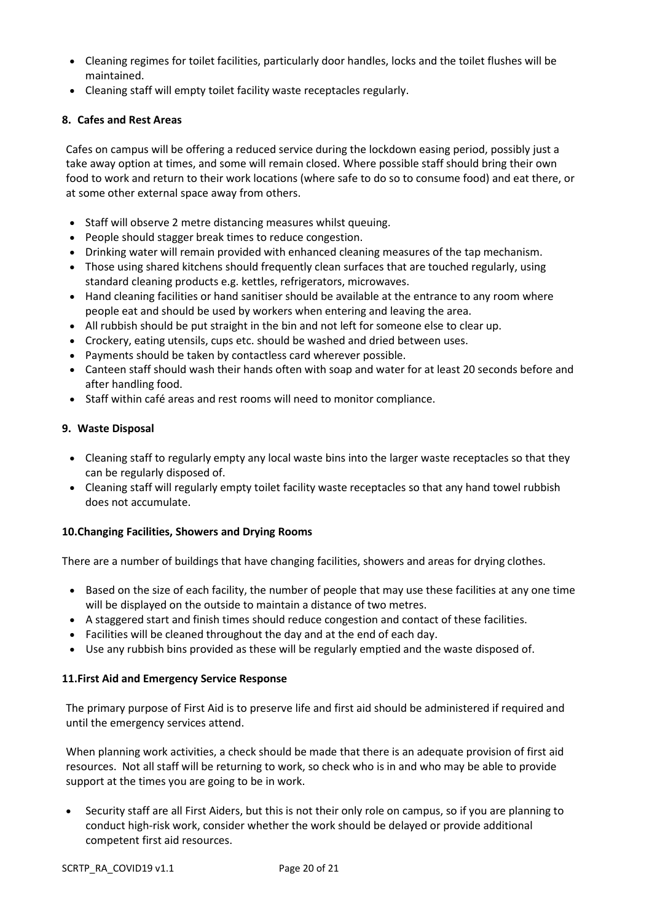- Cleaning regimes for toilet facilities, particularly door handles, locks and the toilet flushes will be maintained.
- Cleaning staff will empty toilet facility waste receptacles regularly.

**8. Cafes and Rest Areas**

Cafes on campus will be offering a reduced service during the lockdown easing period, possibly just a take away option at times, and some will remain closed. Where possible staff should bring their own food to work and return to their work locations (where safe to do so to consume food) and eat there, or at some other external space away from others.

- Staff will observe 2 metre distancing measures whilst queuing.
- People should stagger break times to reduce congestion.
- Drinking water will remain provided with enhanced cleaning measures of the tap mechanism.
- Those using shared kitchens should frequently clean surfaces that are touched regularly, using standard cleaning products e.g. kettles, refrigerators, microwaves.
- Hand cleaning facilities or hand sanitiser should be available at the entrance to any room where people eat and should be used by workers when entering and leaving the area.
- All rubbish should be put straight in the bin and not left for someone else to clear up.
- Crockery, eating utensils, cups etc. should be washed and dried between uses.
- Payments should be taken by contactless card wherever possible.
- Canteen staff should wash their hands often with soap and water for at least 20 seconds before and after handling food.
- Staff within café areas and rest rooms will need to monitor compliance.

**9. Waste Disposal**

- Cleaning staff to regularly empty any local waste bins into the larger waste receptacles so that they can be regularly disposed of.
- Cleaning staff will regularly empty toilet facility waste receptacles so that any hand towel rubbish does not accumulate.

**10.Changing Facilities, Showers and Drying Rooms**

There are a number of buildings that have changing facilities, showers and areas for drying clothes.

- Based on the size of each facility, the number of people that may use these facilities at any one time will be displayed on the outside to maintain a distance of two metres.
- A staggered start and finish times should reduce congestion and contact of these facilities.
- Facilities will be cleaned throughout the day and at the end of each day.
- Use any rubbish bins provided as these will be regularly emptied and the waste disposed of.

**11.First Aid and Emergency Service Response**

The primary purpose of First Aid is to preserve life and first aid should be administered if required and until the emergency services attend.

When planning work activities, a check should be made that there is an adequate provision of first aid resources. Not all staff will be returning to work, so check who is in and who may be able to provide support at the times you are going to be in work.

- Security staff are all First Aiders, but this is not their only role on campus, so if you are planning to conduct high-risk work, consider whether the work should be delayed or provide additional competent first aid resources.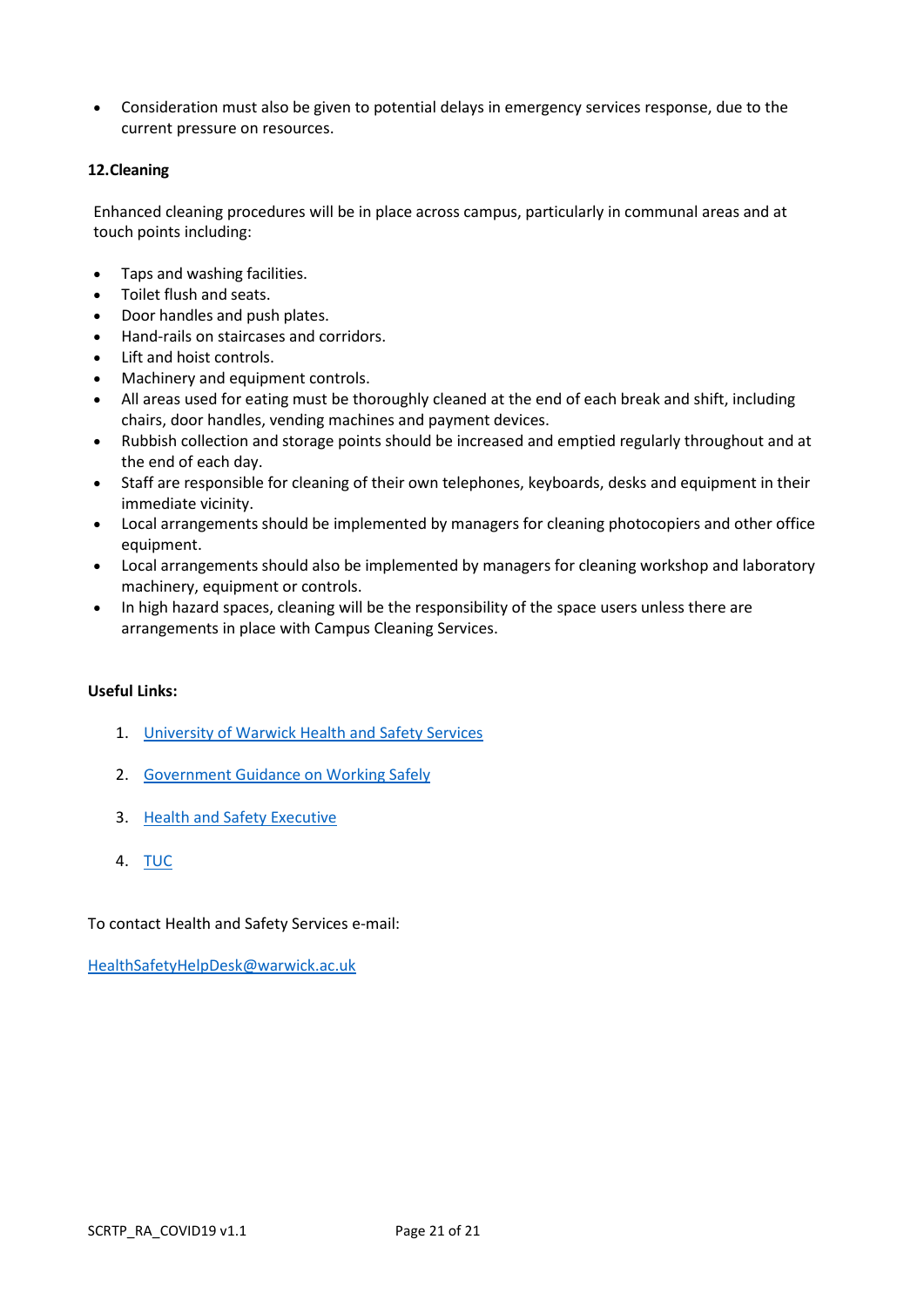- Consideration must also be given to potential delays in emergency services response, due to the current pressure on resources.

**12.Cleaning**

Enhanced cleaning procedures will be in place across campus, particularly in communal areas and at touch points including:

- Taps and washing facilities.
- Toilet flush and seats.
- Door handles and push plates.
- Hand-rails on staircases and corridors.
- Lift and hoist controls.
- Machinery and equipment controls.
- All areas used for eating must be thoroughly cleaned at the end of each break and shift, including chairs, door handles, vending machines and payment devices.
- Rubbish collection and storage points should be increased and emptied regularly throughout and at the end of each day.
- Staff are responsible for cleaning of their own telephones, keyboards, desks and equipment in their immediate vicinity.
- Local arrangements should be implemented by managers for cleaning photocopiers and other office equipment.
- Local arrangements should also be implemented by managers for cleaning workshop and laboratory machinery, equipment or controls.
- In high hazard spaces, cleaning will be the responsibility of the space users unless there are arrangements in place with Campus Cleaning Services.

**Useful Links:**

1. University of Warwick Health and Safety Services
2. Government Guidance on Working Safely
3. Health and Safety Executive
4. TUC

To contact Health and Safety Services e-mail:

HealthSafetyHelpDesk@warwick.ac.uk

SCRTP_RA_COVID19 v1.1